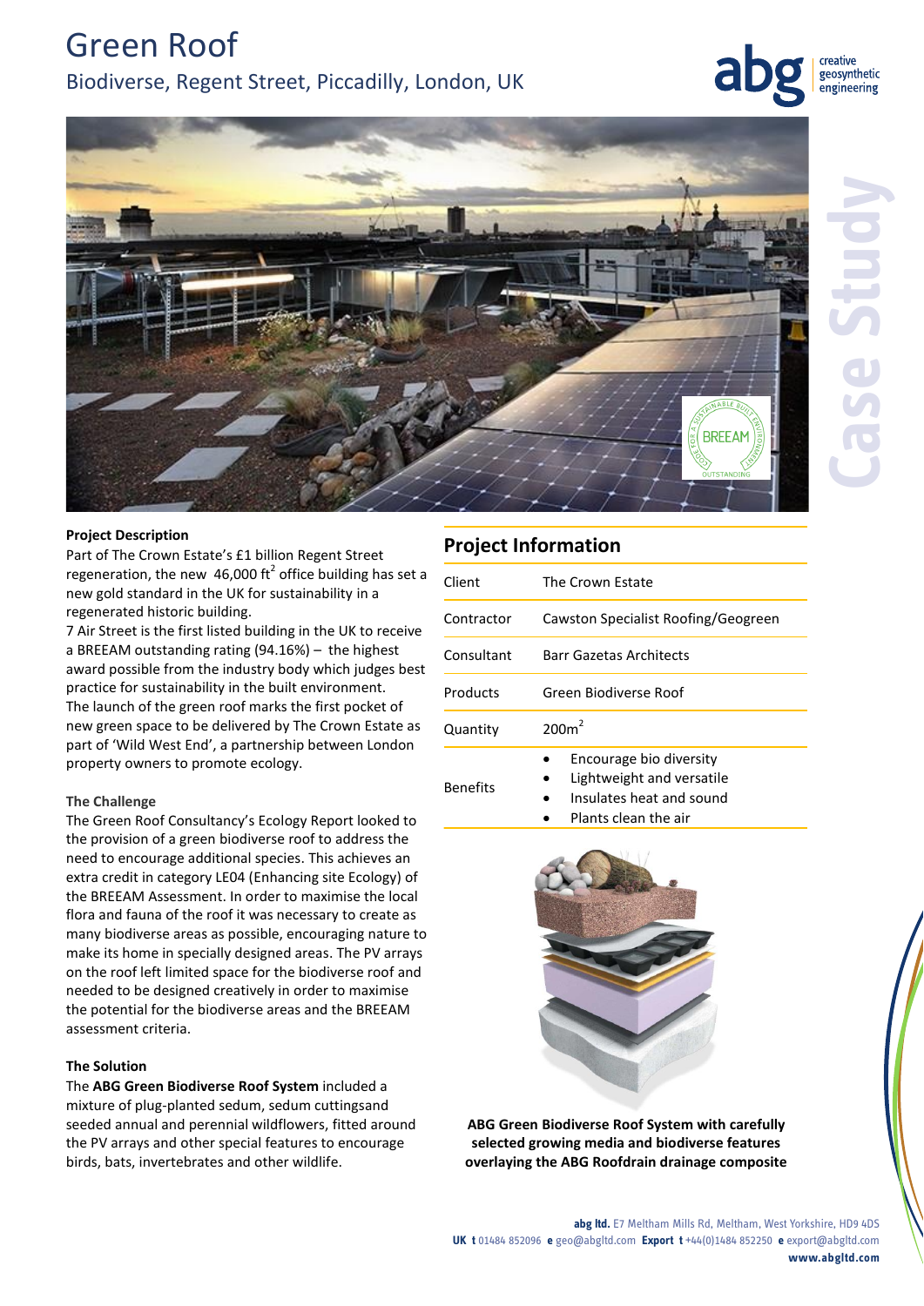# Green Roof

## Biodiverse, Regent Street, Piccadilly, London, UK

### Project Description

Part of The Crown Estate's £1 billion Regent Street regeneration, the new 46,000 ft$^2$ office building has set a new gold standard in the UK for sustainability in a regenerated historic building.

7 Air Street is the first listed building in the UK to receive a BREEAM outstanding rating (94.16%) – the highest award possible from the industry body which judges best practice for sustainability in the built environment.

The launch of the green roof marks the first pocket of new green space to be delivered by The Crown Estate as part of 'Wild West End', a partnership between London property owners to promote ecology.

### The Challenge

The Green Roof Consultancy's Ecology Report looked to the provision of a green biodiverse roof to address the need to encourage additional species. This achieves an extra credit in category LE04 (Enhancing site Ecology) of the BREEAM Assessment. In order to maximise the local flora and fauna of the roof it was necessary to create as many biodiverse areas as possible, encouraging nature to make its home in specially designed areas. The PV arrays on the roof left limited space for the biodiverse roof and needed to be designed creatively in order to maximise the potential for the biodiverse areas and the BREEAM assessment criteria.

### The Solution

The **ABG Green Biodiverse Roof System** included a mixture of plug-planted sedum, sedum cuttingsand seeded annual and perennial wildflowers, fitted around the PV arrays and other special features to encourage birds, bats, invertebrates and other wildlife.

## Project Information

| | |
|---|---|
| Client | The Crown Estate |
| Contractor | Cawston Specialist Roofing/Geogreen |
| Consultant | Barr Gazetas Architects |
| Products | Green Biodiverse Roof |
| Quantity | 200m$^2$ |
| Benefits | • Encourage bio diversity<br>• Lightweight and versatile<br>• Insulates heat and sound<br>• Plants clean the air |

**ABG Green Biodiverse Roof System with carefully selected growing media and biodiverse features overlaying the ABG Roofdrain drainage composite**

**abg ltd.** E7 Meltham Mills Rd, Meltham, West Yorkshire, HD9 4DS
**UK t** 01484 852096 **e** geo@abgltd.com **Export t** +44(0)1484 852250 **e** export@abgltd.com
**www.abgltd.com**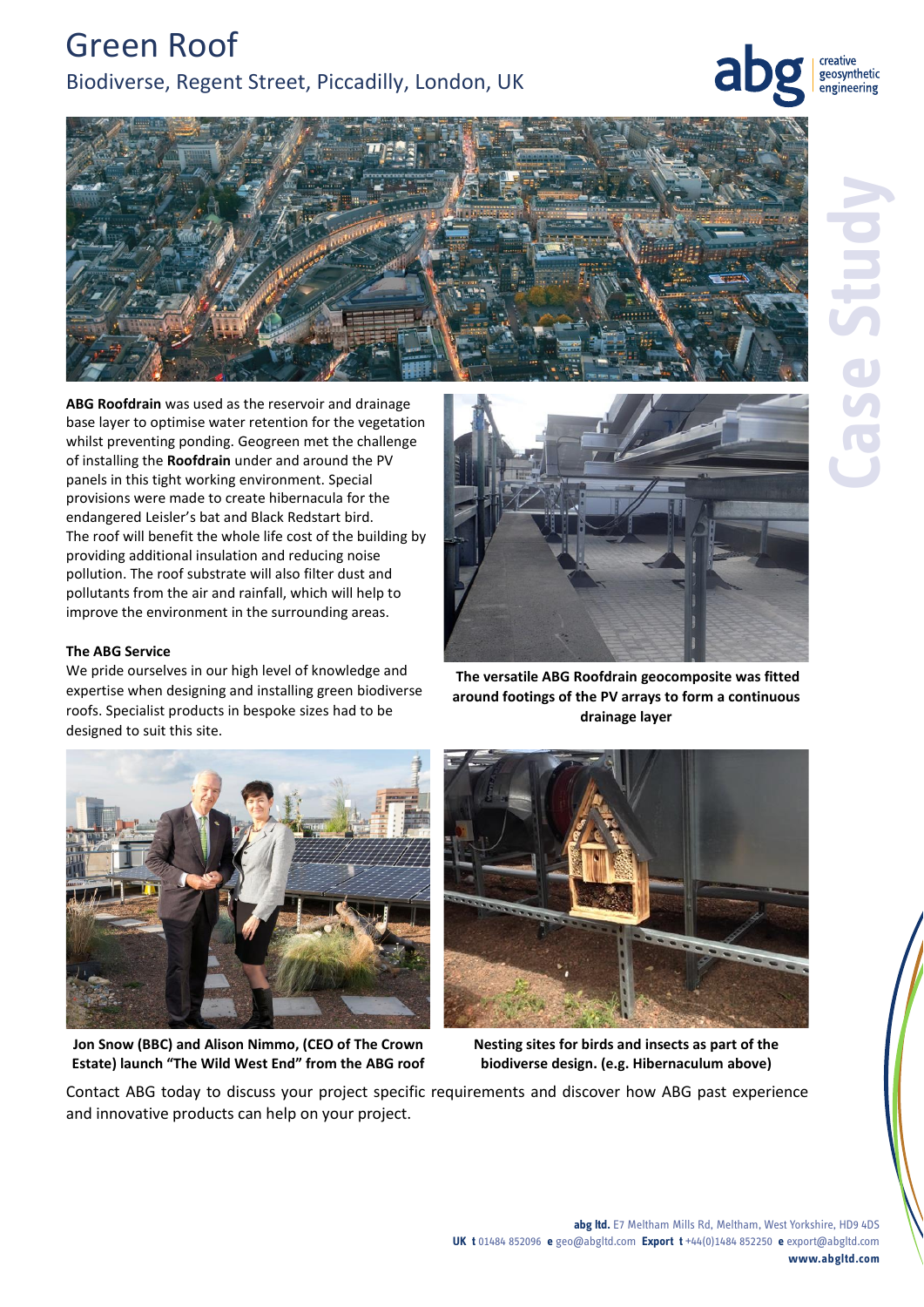# Green Roof

## Biodiverse, Regent Street, Piccadilly, London, UK

**ABG Roofdrain** was used as the reservoir and drainage base layer to optimise water retention for the vegetation whilst preventing ponding. Geogreen met the challenge of installing the **Roofdrain** under and around the PV panels in this tight working environment. Special provisions were made to create hibernacula for the endangered Leisler's bat and Black Redstart bird. The roof will benefit the whole life cost of the building by providing additional insulation and reducing noise pollution. The roof substrate will also filter dust and pollutants from the air and rainfall, which will help to improve the environment in the surrounding areas.

**The versatile ABG Roofdrain geocomposite was fitted around footings of the PV arrays to form a continuous drainage layer**

### The ABG Service

We pride ourselves in our high level of knowledge and expertise when designing and installing green biodiverse roofs. Specialist products in bespoke sizes had to be designed to suit this site.

**Jon Snow (BBC) and Alison Nimmo, (CEO of The Crown Estate) launch "The Wild West End" from the ABG roof**

**Nesting sites for birds and insects as part of the biodiverse design. (e.g. Hibernaculum above)**

Contact ABG today to discuss your project specific requirements and discover how ABG past experience and innovative products can help on your project.